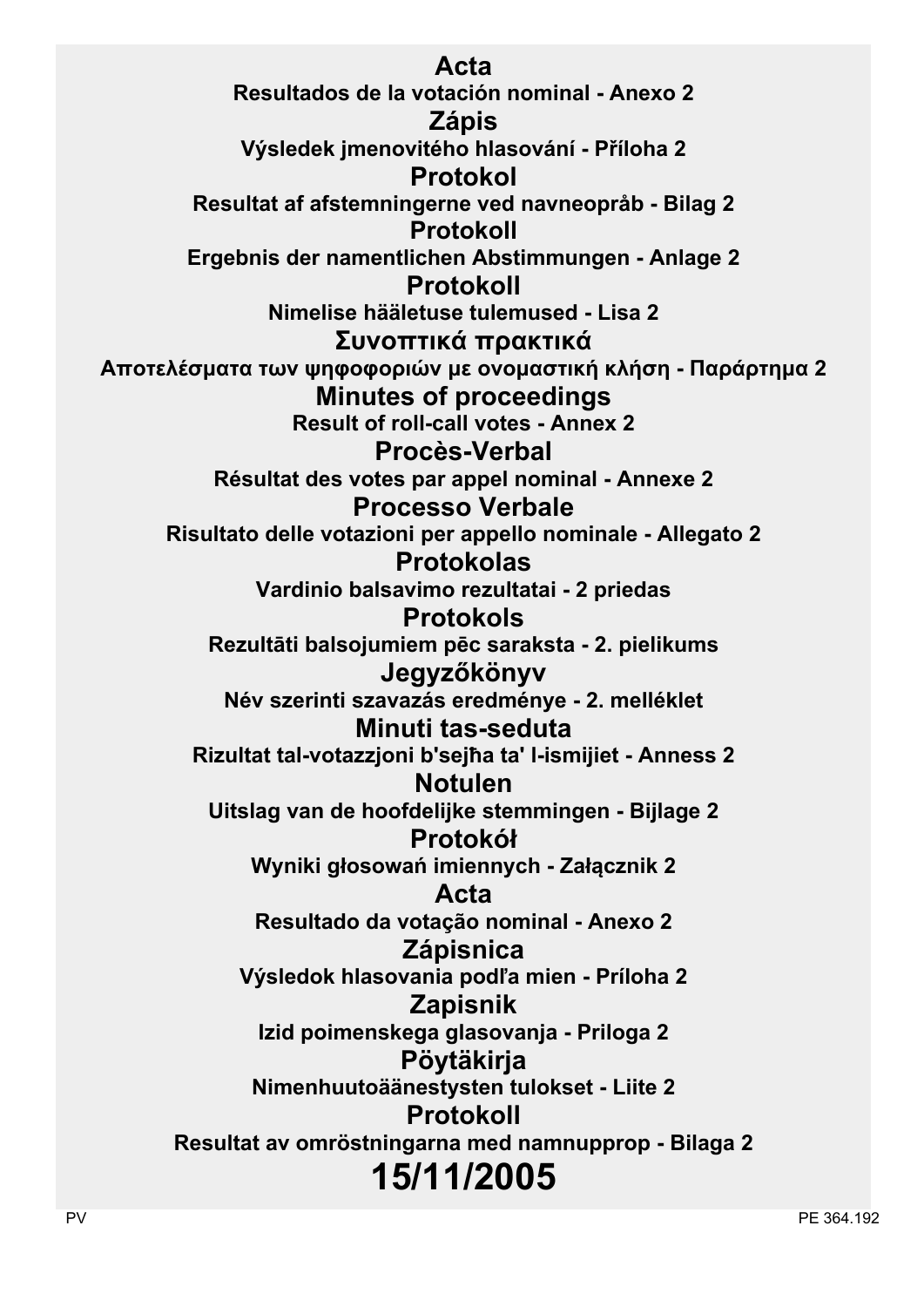# Acta
**Resultados de la votación nominal - Anexo 2**

# Zápis
**Výsledek jmenovitého hlasování - Příloha 2**

# Protokol
**Resultat af afstemningerne ved navneopråb - Bilag 2**

# Protokoll
**Ergebnis der namentlichen Abstimmungen - Anlage 2**

# Protokoll
**Nimelise hääletuse tulemused - Lisa 2**

# Συνοπτικά πρακτικά
**Αποτελέσματα των ψηφοφοριών με ονομαστική κλήση - Παράρτημα 2**

# Minutes of proceedings
**Result of roll-call votes - Annex 2**

# Procès-Verbal
**Résultat des votes par appel nominal - Annexe 2**

# Processo Verbale
**Risultato delle votazioni per appello nominale - Allegato 2**

# Protokolas
**Vardinio balsavimo rezultatai - 2 priedas**

# Protokols
**Rezultāti balsojumiem pēc saraksta - 2. pielikums**

# Jegyzőkönyv
**Név szerinti szavazás eredménye - 2. melléklet**

# Minuti tas-seduta
**Rizultat tal-votazzjoni b'sejħa ta' l-ismijiet - Anness 2**

# Notulen
**Uitslag van de hoofdelijke stemmingen - Bijlage 2**

# Protokół
**Wyniki głosowań imiennych - Załącznik 2**

# Acta
**Resultado da votação nominal - Anexo 2**

# Zápisnica
**Výsledok hlasovania podľa mien - Príloha 2**

# Zapisnik
**Izid poimenskega glasovanja - Priloga 2**

# Pöytäkirja
**Nimenhuutoäänestysten tulokset - Liite 2**

# Protokoll
**Resultat av omröstningarna med namnupprop - Bilaga 2**

# 15/11/2005

PV

PE 364.192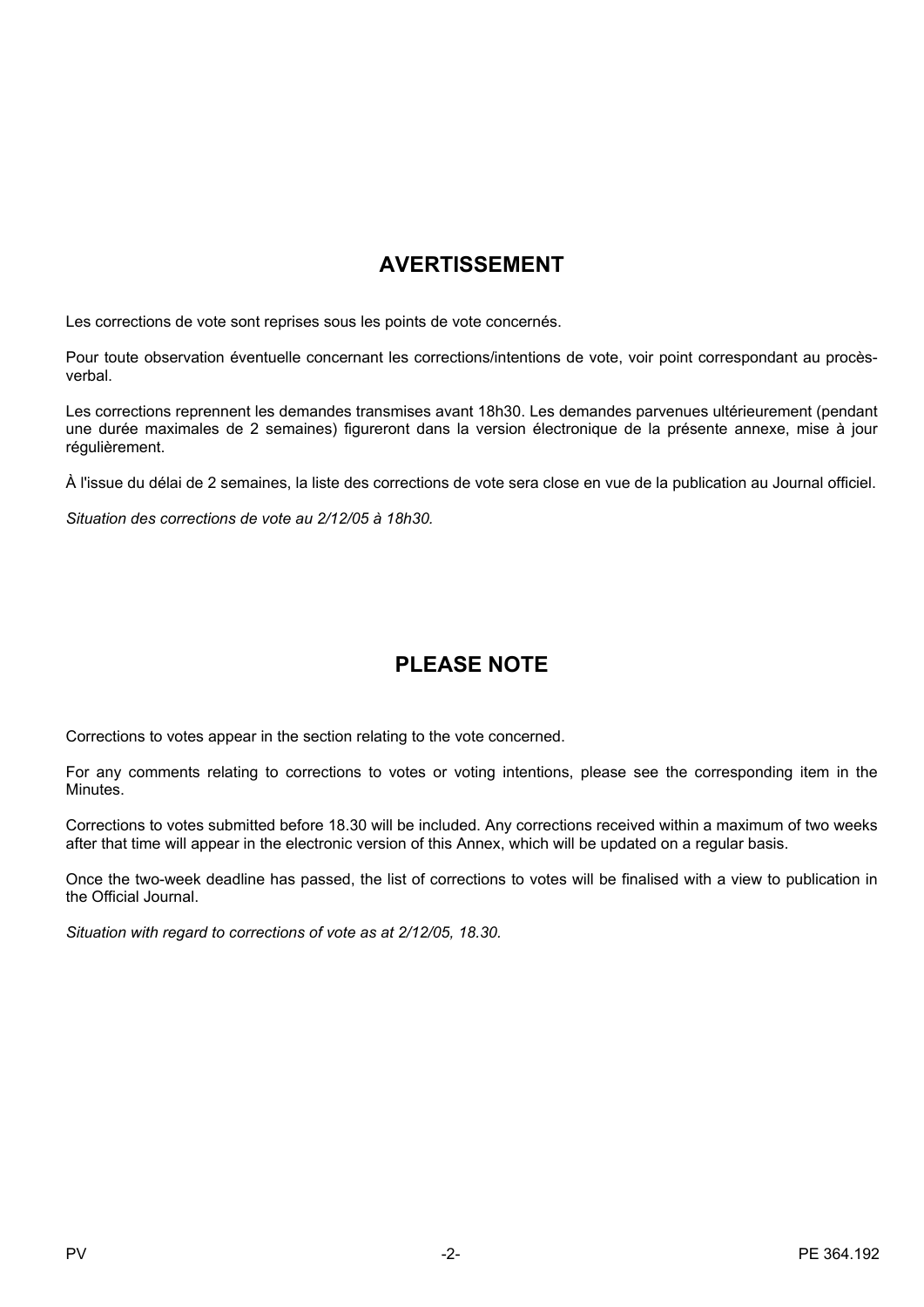## AVERTISSEMENT

Les corrections de vote sont reprises sous les points de vote concernés.

Pour toute observation éventuelle concernant les corrections/intentions de vote, voir point correspondant au procès-verbal.

Les corrections reprennent les demandes transmises avant 18h30. Les demandes parvenues ultérieurement (pendant une durée maximales de 2 semaines) figureront dans la version électronique de la présente annexe, mise à jour régulièrement.

À l'issue du délai de 2 semaines, la liste des corrections de vote sera close en vue de la publication au Journal officiel.

*Situation des corrections de vote au 2/12/05 à 18h30.*

## PLEASE NOTE

Corrections to votes appear in the section relating to the vote concerned.

For any comments relating to corrections to votes or voting intentions, please see the corresponding item in the Minutes.

Corrections to votes submitted before 18.30 will be included. Any corrections received within a maximum of two weeks after that time will appear in the electronic version of this Annex, which will be updated on a regular basis.

Once the two-week deadline has passed, the list of corrections to votes will be finalised with a view to publication in the Official Journal.

*Situation with regard to corrections of vote as at 2/12/05, 18.30.*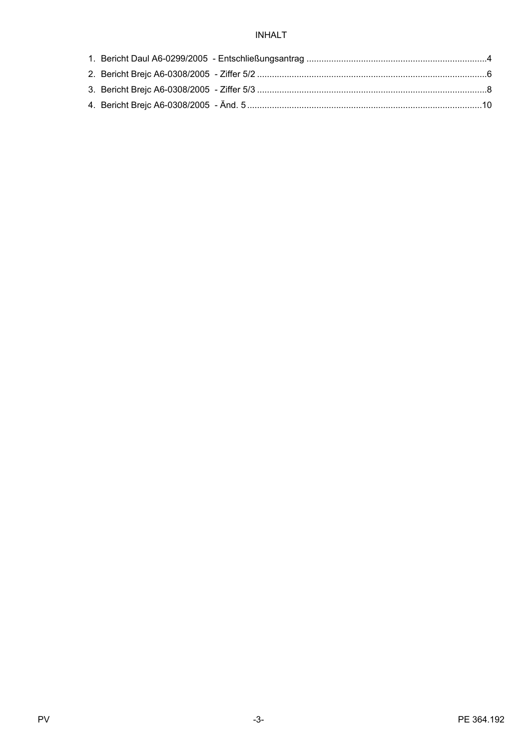INHALT

1. Bericht Daul A6-0299/2005 - Entschließungsantrag ........................................................................4
2. Bericht Brejc A6-0308/2005 - Ziffer 5/2 ............................................................................................6
3. Bericht Brejc A6-0308/2005 - Ziffer 5/3 ............................................................................................8
4. Bericht Brejc A6-0308/2005 - Änd. 5 ..............................................................................................10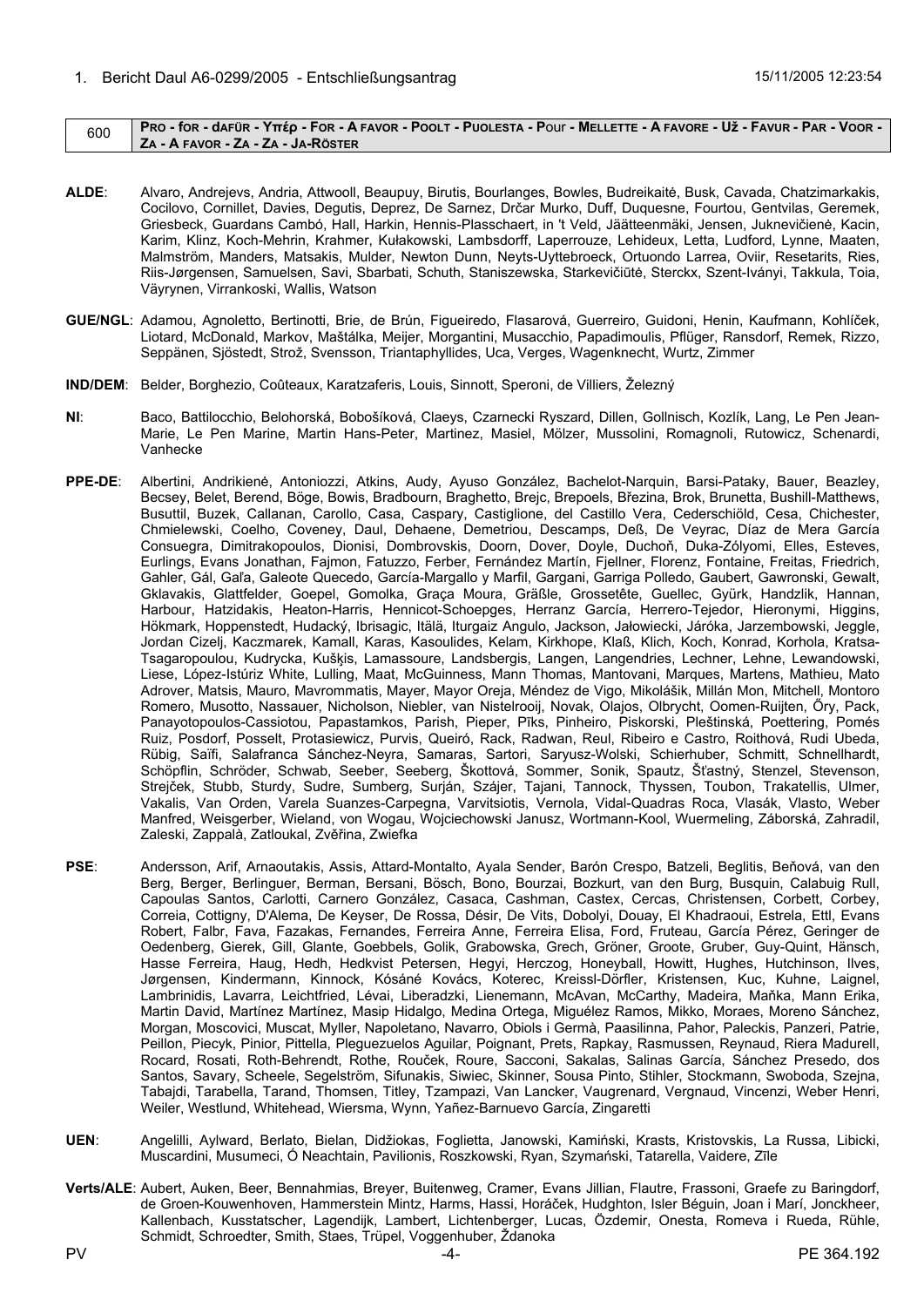1. Bericht Daul A6-0299/2005 - Entschließungsantrag 15/11/2005 12:23:54

| 600 | PRO - for - dafür - Υπέρ - For - A favor - Poolt - Puolesta - Pour - Mellette - A favore - Už - Favur - Par - Voor - Za - A favor - Za - Za - Ja-Röster |
|---|---|

**ALDE**: Alvaro, Andrejevs, Andria, Attwooll, Beaupuy, Birutis, Bourlanges, Bowles, Budreikaitė, Busk, Cavada, Chatzimarkakis, Cocilovo, Cornillet, Davies, Degutis, Deprez, De Sarnez, Drčar Murko, Duff, Duquesne, Fourtou, Gentvilas, Geremek, Griesbeck, Guardans Cambó, Hall, Harkin, Hennis-Plasschaert, in 't Veld, Jäätteenmäki, Jensen, Juknevičienė, Kacin, Karim, Klinz, Koch-Mehrin, Krahmer, Kułakowski, Lambsdorff, Laperrouze, Lehideux, Letta, Ludford, Lynne, Maaten, Malmström, Manders, Matsakis, Mulder, Newton Dunn, Neyts-Uyttebroeck, Ortuondo Larrea, Oviir, Resetarits, Ries, Riis-Jørgensen, Samuelsen, Savi, Sbarbati, Schuth, Staniszewska, Starkevičiūtė, Sterckx, Szent-Iványi, Takkula, Toia, Väyrynen, Virrankoski, Wallis, Watson

**GUE/NGL**: Adamou, Agnoletto, Bertinotti, Brie, de Brún, Figueiredo, Flasarová, Guerreiro, Guidoni, Henin, Kaufmann, Kohlíček, Liotard, McDonald, Markov, Maštálka, Meijer, Morgantini, Musacchio, Papadimoulis, Pflüger, Ransdorf, Remek, Rizzo, Seppänen, Sjöstedt, Strož, Svensson, Triantaphyllides, Uca, Verges, Wagenknecht, Wurtz, Zimmer

**IND/DEM**: Belder, Borghezio, Coûteaux, Karatzaferis, Louis, Sinnott, Speroni, de Villiers, Železný

**NI**: Baco, Battilocchio, Belohorská, Bobošíková, Claeys, Czarnecki Ryszard, Dillen, Gollnisch, Kozlík, Lang, Le Pen Jean-Marie, Le Pen Marine, Martin Hans-Peter, Martinez, Masiel, Mölzer, Mussolini, Romagnoli, Rutowicz, Schenardi, Vanhecke

**PPE-DE**: Albertini, Andrikienė, Antoniozzi, Atkins, Audy, Ayuso González, Bachelot-Narquin, Barsi-Pataky, Bauer, Beazley, Becsey, Belet, Berend, Böge, Bowis, Bradbourn, Braghetto, Brejc, Brepoels, Březina, Brok, Brunetta, Bushill-Matthews, Busuttil, Buzek, Callanan, Carollo, Casa, Caspary, Castiglione, del Castillo Vera, Cederschiöld, Cesa, Chichester, Chmielewski, Coelho, Coveney, Daul, Dehaene, Demetriou, Descamps, Deß, De Veyrac, Díaz de Mera García Consuegra, Dimitrakopoulos, Dionisi, Dombrovskis, Doorn, Dover, Doyle, Duchoň, Duka-Zólyomi, Elles, Esteves, Eurlings, Evans Jonathan, Fajmon, Fatuzzo, Ferber, Fernández Martín, Fjellner, Florenz, Fontaine, Freitas, Friedrich, Gahler, Gál, Gaľa, Galeote Quecedo, García-Margallo y Marfil, Gargani, Garriga Polledo, Gaubert, Gawronski, Gewalt, Gklavakis, Glattfelder, Goepel, Gomolka, Graça Moura, Gräßle, Grossetête, Guellec, Gyürk, Handzlik, Hannan, Harbour, Hatzidakis, Heaton-Harris, Hennicot-Schoepges, Herranz García, Herrero-Tejedor, Hieronymi, Higgins, Hökmark, Hoppenstedt, Hudacký, Ibrisagic, Itälä, Iturgaiz Angulo, Jackson, Jałowiecki, Járóka, Jarzembowski, Jeggle, Jordan Cizelj, Kaczmarek, Kamall, Karas, Kasoulides, Kelam, Kirkhope, Klaß, Klich, Koch, Konrad, Korhola, Kratsa-Tsagaropoulou, Kudrycka, Kušķis, Lamassoure, Landsbergis, Langen, Langendries, Lechner, Lehne, Lewandowski, Liese, López-Istúriz White, Lulling, Maat, McGuinness, Mann Thomas, Mantovani, Marques, Martens, Mathieu, Mato Adrover, Matsis, Mauro, Mavrommatis, Mayer, Mayor Oreja, Méndez de Vigo, Mikolášik, Millán Mon, Mitchell, Montoro Romero, Musotto, Nassauer, Nicholson, Niebler, van Nistelrooij, Novak, Olajos, Olbrycht, Oomen-Ruijten, Őry, Pack, Panayotopoulos-Cassiotou, Papastamkos, Parish, Pieper, Pīks, Pinheiro, Piskorski, Pleštinská, Poettering, Pomés Ruiz, Posdorf, Posselt, Protasiewicz, Purvis, Queiró, Rack, Radwan, Reul, Ribeiro e Castro, Roithová, Rudi Ubeda, Rübig, Saïfi, Salafranca Sánchez-Neyra, Samaras, Sartori, Saryusz-Wolski, Schierhuber, Schmitt, Schnellhardt, Schöpflin, Schröder, Schwab, Seeber, Seeberg, Škottová, Sommer, Sonik, Spautz, Šťastný, Stenzel, Stevenson, Strejček, Stubb, Sturdy, Sudre, Sumberg, Surján, Szájer, Tajani, Tannock, Thyssen, Toubon, Trakatellis, Ulmer, Vakalis, Van Orden, Varela Suanzes-Carpegna, Varvitsiotis, Vernola, Vidal-Quadras Roca, Vlasák, Vlasto, Weber Manfred, Weisgerber, Wieland, von Wogau, Wojciechowski Janusz, Wortmann-Kool, Wuermeling, Záborská, Zahradil, Zaleski, Zappalà, Zatloukal, Zvěřina, Zwiefka

**PSE**: Andersson, Arif, Arnaoutakis, Assis, Attard-Montalto, Ayala Sender, Barón Crespo, Batzeli, Beglitis, Beňová, van den Berg, Berger, Berlinguer, Berman, Bersani, Bösch, Bono, Bourzai, Bozkurt, van den Burg, Busquin, Calabuig Rull, Capoulas Santos, Carlotti, Carnero González, Casaca, Cashman, Castex, Cercas, Christensen, Corbett, Corbey, Correia, Cottigny, D'Alema, De Keyser, De Rossa, Désir, De Vits, Dobolyi, Douay, El Khadraoui, Estrela, Ettl, Evans Robert, Falbr, Fava, Fazakas, Fernandes, Ferreira Anne, Ferreira Elisa, Ford, Fruteau, García Pérez, Geringer de Oedenberg, Gierek, Gill, Glante, Goebbels, Golik, Grabowska, Grech, Gröner, Groote, Gruber, Guy-Quint, Hänsch, Hasse Ferreira, Haug, Hedh, Hedkvist Petersen, Hegyi, Herczog, Honeyball, Howitt, Hughes, Hutchinson, Ilves, Jørgensen, Kindermann, Kinnock, Kósáné Kovács, Koterec, Kreissl-Dörfler, Kristensen, Kuc, Kuhne, Laignel, Lambrinidis, Lavarra, Leichtfried, Lévai, Liberadzki, Lienemann, McAvan, McCarthy, Madeira, Maňka, Mann Erika, Martin David, Martínez Martínez, Masip Hidalgo, Medina Ortega, Miguélez Ramos, Mikko, Moraes, Moreno Sánchez, Morgan, Moscovici, Muscat, Myller, Napoletano, Navarro, Obiols i Germà, Paasilinna, Pahor, Paleckis, Panzeri, Patrie, Peillon, Piecyk, Pinior, Pittella, Pleguezuelos Aguilar, Poignant, Prets, Rapkay, Rasmussen, Reynaud, Riera Madurell, Rocard, Rosati, Roth-Behrendt, Rothe, Rouček, Roure, Sacconi, Sakalas, Salinas García, Sánchez Presedo, dos Santos, Savary, Scheele, Segelström, Sifunakis, Siwiec, Skinner, Sousa Pinto, Stihler, Stockmann, Swoboda, Szejna, Tabajdi, Tarabella, Tarand, Thomsen, Titley, Tzampazi, Van Lancker, Vaugrenard, Vergnaud, Vincenzi, Weber Henri, Weiler, Westlund, Whitehead, Wiersma, Wynn, Yañez-Barnuevo García, Zingaretti

**UEN**: Angelilli, Aylward, Berlato, Bielan, Didžiokas, Foglietta, Janowski, Kamiński, Krasts, Kristovskis, La Russa, Libicki, Muscardini, Musumeci, Ó Neachtain, Pavilionis, Roszkowski, Ryan, Szymański, Tatarella, Vaidere, Zīle

**Verts/ALE**: Aubert, Auken, Beer, Bennahmias, Breyer, Buitenweg, Cramer, Evans Jillian, Flautre, Frassoni, Graefe zu Baringdorf, de Groen-Kouwenhoven, Hammerstein Mintz, Harms, Hassi, Horáček, Hudghton, Isler Béguin, Joan i Marí, Jonckheer, Kallenbach, Kusstatscher, Lagendijk, Lambert, Lichtenberger, Lucas, Özdemir, Onesta, Romeva i Rueda, Rühle, Schmidt, Schroedter, Smith, Staes, Trüpel, Voggenhuber, Ždanoka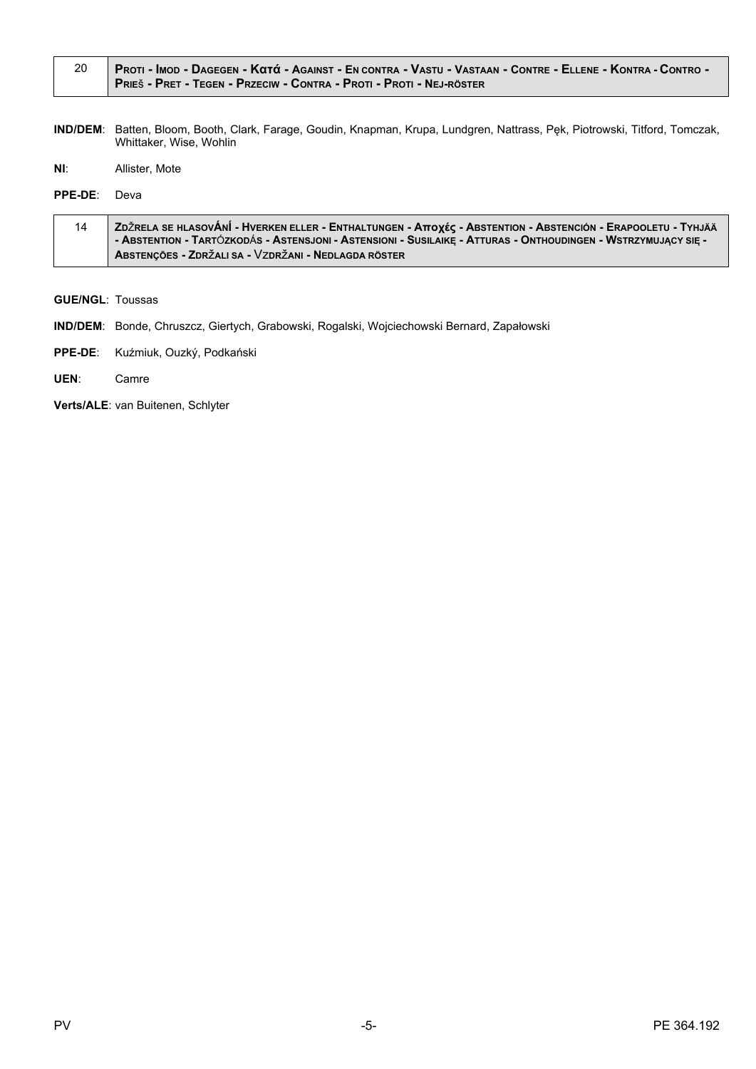| 20 | PROTI - IMOD - DAGEGEN - Κατά - AGAINST - EN CONTRA - VASTU - VASTAAN - CONTRE - ELLENE - KONTRA - CONTRO - PRIEŠ - PRET - TEGEN - PRZECIW - CONTRA - PROTI - PROTI - NEJ-RÖSTER |
|---|---|

**IND/DEM**: Batten, Bloom, Booth, Clark, Farage, Goudin, Knapman, Krupa, Lundgren, Nattrass, Pęk, Piotrowski, Titford, Tomczak, Whittaker, Wise, Wohlin

**NI**: Allister, Mote

**PPE-DE**: Deva

| 14 | ZDŽRELA SE HLASOVÁNÍ - HVERKEN ELLER - ENTHALTUNGEN - Αποχές - ABSTENTION - ABSTENCIÓN - ERAPOOLETU - TYHJÄÄ - ABSTENTION - TARTÓZKODÁS - ASTENSJONI - ASTENSIONI - SUSILAIKĘ - ATTURAS - ONTHOUDINGEN - WSTRZYMUJĄCY SIĘ - ABSTENÇÕES - ZDRŽALI SA - VZDRŽANI - NEDLAGDA RÖSTER |
|---|---|

**GUE/NGL**: Toussas

**IND/DEM**: Bonde, Chruszcz, Giertych, Grabowski, Rogalski, Wojciechowski Bernard, Zapałowski

**PPE-DE**: Kuźmiuk, Ouzký, Podkański

**UEN**: Camre

**Verts/ALE**: van Buitenen, Schlyter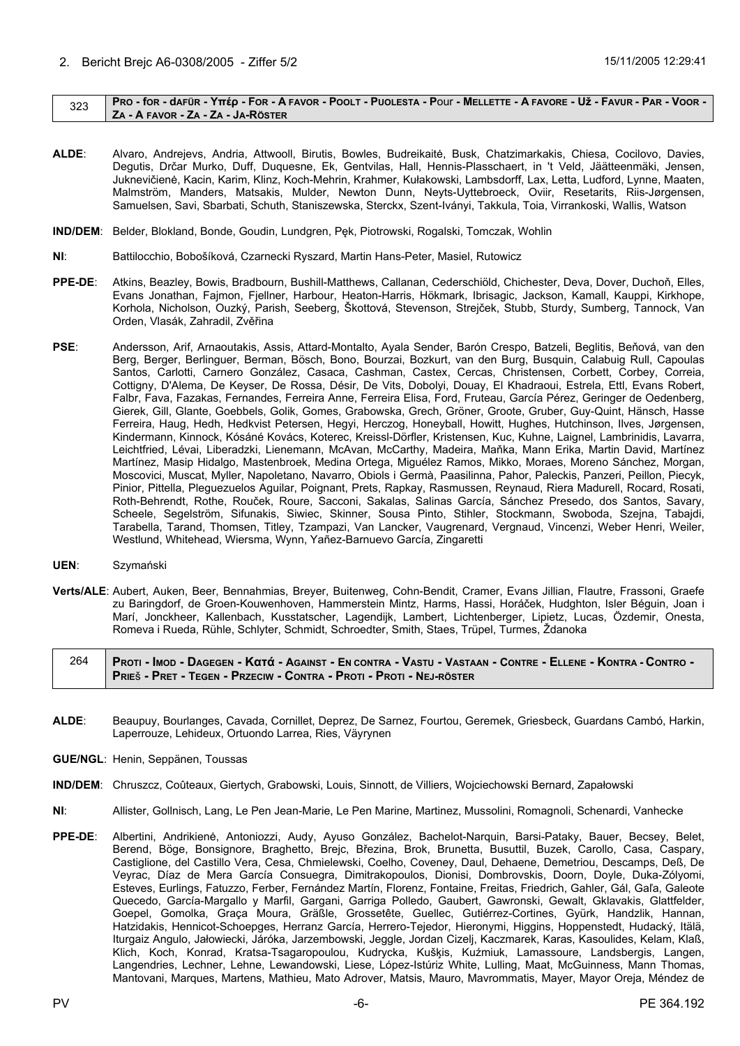## 2. Bericht Brejc A6-0308/2005 - Ziffer 5/2

15/11/2005 12:29:41

| 323 | **PRO - FOR - DAFÜR - Υπέρ - FOR - A FAVOR - POOLT - PUOLESTA - POUR - MELLETTE - A FAVORE - UŽ - FAVUR - PAR - VOOR - ZA - A FAVOR - ZA - ZA - JA-RÖSTER** |
|---|---|

**ALDE**: Alvaro, Andrejevs, Andria, Attwooll, Birutis, Bowles, Budreikaitė, Busk, Chatzimarkakis, Chiesa, Cocilovo, Davies, Degutis, Drčar Murko, Duff, Duquesne, Ek, Gentvilas, Hall, Hennis-Plasschaert, in 't Veld, Jäätteenmäki, Jensen, Juknevičienė, Kacin, Karim, Klinz, Koch-Mehrin, Krahmer, Kułakowski, Lambsdorff, Lax, Letta, Ludford, Lynne, Maaten, Malmström, Manders, Matsakis, Mulder, Newton Dunn, Neyts-Uyttebroeck, Oviir, Resetarits, Riis-Jørgensen, Samuelsen, Savi, Sbarbati, Schuth, Staniszewska, Sterckx, Szent-Iványi, Takkula, Toia, Virrankoski, Wallis, Watson

**IND/DEM**: Belder, Blokland, Bonde, Goudin, Lundgren, Pęk, Piotrowski, Rogalski, Tomczak, Wohlin

**NI**: Battilocchio, Bobošíková, Czarnecki Ryszard, Martin Hans-Peter, Masiel, Rutowicz

**PPE-DE**: Atkins, Beazley, Bowis, Bradbourn, Bushill-Matthews, Callanan, Cederschiöld, Chichester, Deva, Dover, Duchoň, Elles, Evans Jonathan, Fajmon, Fjellner, Harbour, Heaton-Harris, Hökmark, Ibrisagic, Jackson, Kamall, Kauppi, Kirkhope, Korhola, Nicholson, Ouzký, Parish, Seeberg, Škottová, Stevenson, Strejček, Stubb, Sturdy, Sumberg, Tannock, Van Orden, Vlasák, Zahradil, Zvěřina

**PSE**: Andersson, Arif, Arnaoutakis, Assis, Attard-Montalto, Ayala Sender, Barón Crespo, Batzeli, Beglitis, Beňová, van den Berg, Berger, Berlinguer, Berman, Bösch, Bono, Bourzai, Bozkurt, van den Burg, Busquin, Calabuig Rull, Capoulas Santos, Carlotti, Carnero González, Casaca, Cashman, Castex, Cercas, Christensen, Corbett, Corbey, Correia, Cottigny, D'Alema, De Keyser, De Rossa, Désir, De Vits, Dobolyi, Douay, El Khadraoui, Estrela, Ettl, Evans Robert, Falbr, Fava, Fazakas, Fernandes, Ferreira Anne, Ferreira Elisa, Ford, Fruteau, García Pérez, Geringer de Oedenberg, Gierek, Gill, Glante, Goebbels, Golik, Gomes, Grabowska, Grech, Gröner, Groote, Gruber, Guy-Quint, Hänsch, Hasse Ferreira, Haug, Hedh, Hedkvist Petersen, Hegyi, Herczog, Honeyball, Howitt, Hughes, Hutchinson, Ilves, Jørgensen, Kindermann, Kinnock, Kósáné Kovács, Koterec, Kreissl-Dörfler, Kristensen, Kuc, Kuhne, Laignel, Lambrinidis, Lavarra, Leichtfried, Lévai, Liberadzki, Lienemann, McAvan, McCarthy, Madeira, Maňka, Mann Erika, Martin David, Martínez Martínez, Masip Hidalgo, Mastenbroek, Medina Ortega, Miguélez Ramos, Mikko, Moraes, Moreno Sánchez, Morgan, Moscovici, Muscat, Myller, Napoletano, Navarro, Obiols i Germà, Paasilinna, Pahor, Paleckis, Panzeri, Peillon, Piecyk, Pinior, Pittella, Pleguezuelos Aguilar, Poignant, Prets, Rapkay, Rasmussen, Reynaud, Riera Madurell, Rocard, Rosati, Roth-Behrendt, Rothe, Rouček, Roure, Sacconi, Sakalas, Salinas García, Sánchez Presedo, dos Santos, Savary, Scheele, Segelström, Sifunakis, Siwiec, Skinner, Sousa Pinto, Stihler, Stockmann, Swoboda, Szejna, Tabajdi, Tarabella, Tarand, Thomsen, Titley, Tzampazi, Van Lancker, Vaugrenard, Vergnaud, Vincenzi, Weber Henri, Weiler, Westlund, Whitehead, Wiersma, Wynn, Yañez-Barnuevo García, Zingaretti

**UEN**: Szymański

**Verts/ALE**: Aubert, Auken, Beer, Bennahmias, Breyer, Buitenweg, Cohn-Bendit, Cramer, Evans Jillian, Flautre, Frassoni, Graefe zu Baringdorf, de Groen-Kouwenhoven, Hammerstein Mintz, Harms, Hassi, Horáček, Hudghton, Isler Béguin, Joan i Marí, Jonckheer, Kallenbach, Kusstatscher, Lagendijk, Lambert, Lichtenberger, Lipietz, Lucas, Özdemir, Onesta, Romeva i Rueda, Rühle, Schlyter, Schmidt, Schroedter, Smith, Staes, Trüpel, Turmes, Ždanoka

| 264 | **PROTI - IMOD - DAGEGEN - Κατά - AGAINST - EN CONTRA - VASTU - VASTAAN - CONTRE - ELLENE - KONTRA - CONTRO - PRIEŠ - PRET - TEGEN - PRZECIW - CONTRA - PROTI - PROTI - NEJ-RÖSTER** |
|---|---|

**ALDE**: Beaupuy, Bourlanges, Cavada, Cornillet, Deprez, De Sarnez, Fourtou, Geremek, Griesbeck, Guardans Cambó, Harkin, Laperrouze, Lehideux, Ortuondo Larrea, Ries, Väyrynen

**GUE/NGL**: Henin, Seppänen, Toussas

**IND/DEM**: Chruszcz, Coûteaux, Giertych, Grabowski, Louis, Sinnott, de Villiers, Wojciechowski Bernard, Zapałowski

**NI**: Allister, Gollnisch, Lang, Le Pen Jean-Marie, Le Pen Marine, Martinez, Mussolini, Romagnoli, Schenardi, Vanhecke

**PPE-DE**: Albertini, Andrikienė, Antoniozzi, Audy, Ayuso González, Bachelot-Narquin, Barsi-Pataky, Bauer, Becsey, Belet, Berend, Böge, Bonsignore, Braghetto, Brejc, Březina, Brok, Brunetta, Busuttil, Buzek, Carollo, Casa, Caspary, Castiglione, del Castillo Vera, Cesa, Chmielewski, Coelho, Coveney, Daul, Dehaene, Demetriou, Descamps, Deß, De Veyrac, Díaz de Mera García Consuegra, Dimitrakopoulos, Dionisi, Dombrovskis, Doorn, Doyle, Duka-Zólyomi, Esteves, Eurlings, Fatuzzo, Ferber, Fernández Martín, Florenz, Fontaine, Freitas, Friedrich, Gahler, Gál, Gaľa, Galeote Quecedo, García-Margallo y Marfil, Gargani, Garriga Polledo, Gaubert, Gawronski, Gewalt, Gklavakis, Glattfelder, Goepel, Gomolka, Graça Moura, Gräßle, Grossetête, Guellec, Gutiérrez-Cortines, Gyürk, Handzlik, Hannan, Hatzidakis, Hennicot-Schoepges, Herranz García, Herrero-Tejedor, Hieronymi, Higgins, Hoppenstedt, Hudacký, Itälä, Iturgaiz Angulo, Jałowiecki, Járóka, Jarzembowski, Jeggle, Jordan Cizelj, Kaczmarek, Karas, Kasoulides, Kelam, Klaß, Klich, Koch, Konrad, Kratsa-Tsagaropoulou, Kudrycka, Kušķis, Kuźmiuk, Lamassoure, Landsbergis, Langen, Langendries, Lechner, Lehne, Lewandowski, Liese, López-Istúriz White, Lulling, Maat, McGuinness, Mann Thomas, Mantovani, Marques, Martens, Mathieu, Mato Adrover, Matsis, Mauro, Mavrommatis, Mayer, Mayor Oreja, Méndez de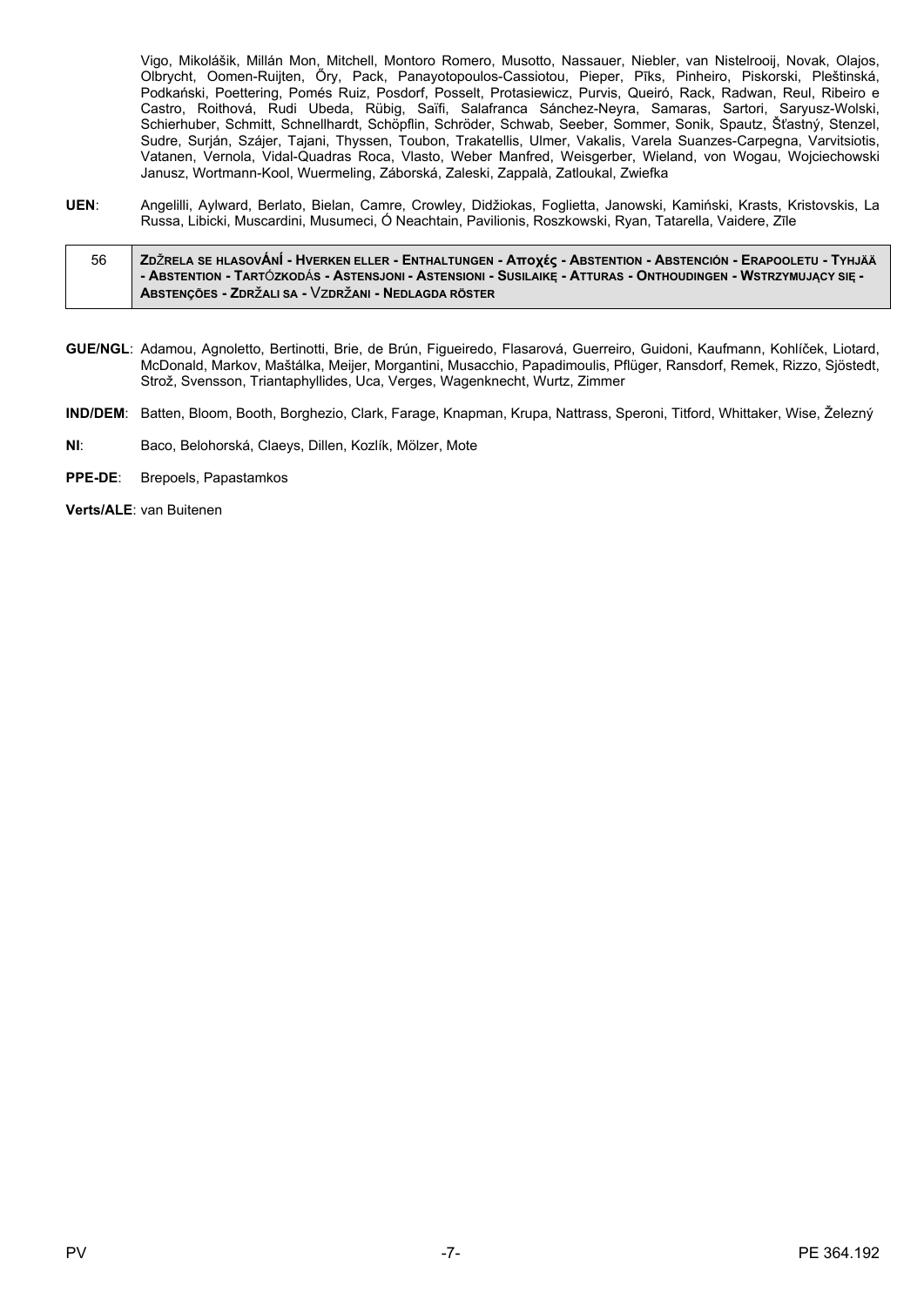Vigo, Mikolášik, Millán Mon, Mitchell, Montoro Romero, Musotto, Nassauer, Niebler, van Nistelrooij, Novak, Olajos, Olbrycht, Oomen-Ruijten, Őry, Pack, Panayotopoulos-Cassiotou, Pieper, Pīks, Pinheiro, Piskorski, Pleštinská, Podkański, Poettering, Pomés Ruiz, Posdorf, Posselt, Protasiewicz, Purvis, Queiró, Rack, Radwan, Reul, Ribeiro e Castro, Roithová, Rudi Ubeda, Rübig, Saïfi, Salafranca Sánchez-Neyra, Samaras, Sartori, Saryusz-Wolski, Schierhuber, Schmitt, Schnellhardt, Schöpflin, Schröder, Schwab, Seeber, Sommer, Sonik, Spautz, Šťastný, Stenzel, Sudre, Surján, Szájer, Tajani, Thyssen, Toubon, Trakatellis, Ulmer, Vakalis, Varela Suanzes-Carpegna, Varvitsiotis, Vatanen, Vernola, Vidal-Quadras Roca, Vlasto, Weber Manfred, Weisgerber, Wieland, von Wogau, Wojciechowski Janusz, Wortmann-Kool, Wuermeling, Záborská, Zaleski, Zappalà, Zatloukal, Zwiefka

**UEN**: Angelilli, Aylward, Berlato, Bielan, Camre, Crowley, Didžiokas, Foglietta, Janowski, Kamiński, Krasts, Kristovskis, La Russa, Libicki, Muscardini, Musumeci, Ó Neachtain, Pavilionis, Roszkowski, Ryan, Tatarella, Vaidere, Zīle

| 56 | **ZDŽRELA SE HLASOVÁNÍ - HVERKEN ELLER - ENTHALTUNGEN - Αποχές - ABSTENTION - ABSTENCIÓN - ERAPOOLETU - TYHJÄÄ - ABSTENTION - TARTÓZKODÁS - ASTENSJONI - ASTENSIONI - SUSILAIKĘ - ATTURAS - ONTHOUDINGEN - WSTRZYMUJĄCY SIĘ - ABSTENÇÕES - ZDRŽALI SA - VZDRŽANI - NEDLAGDA RÖSTER** |
|---|---|

**GUE/NGL**: Adamou, Agnoletto, Bertinotti, Brie, de Brún, Figueiredo, Flasarová, Guerreiro, Guidoni, Kaufmann, Kohlíček, Liotard, McDonald, Markov, Maštálka, Meijer, Morgantini, Musacchio, Papadimoulis, Pflüger, Ransdorf, Remek, Rizzo, Sjöstedt, Strož, Svensson, Triantaphyllides, Uca, Verges, Wagenknecht, Wurtz, Zimmer

**IND/DEM**: Batten, Bloom, Booth, Borghezio, Clark, Farage, Knapman, Krupa, Nattrass, Speroni, Titford, Whittaker, Wise, Železný

**NI**: Baco, Belohorská, Claeys, Dillen, Kozlík, Mölzer, Mote

**PPE-DE**: Brepoels, Papastamkos

**Verts/ALE**: van Buitenen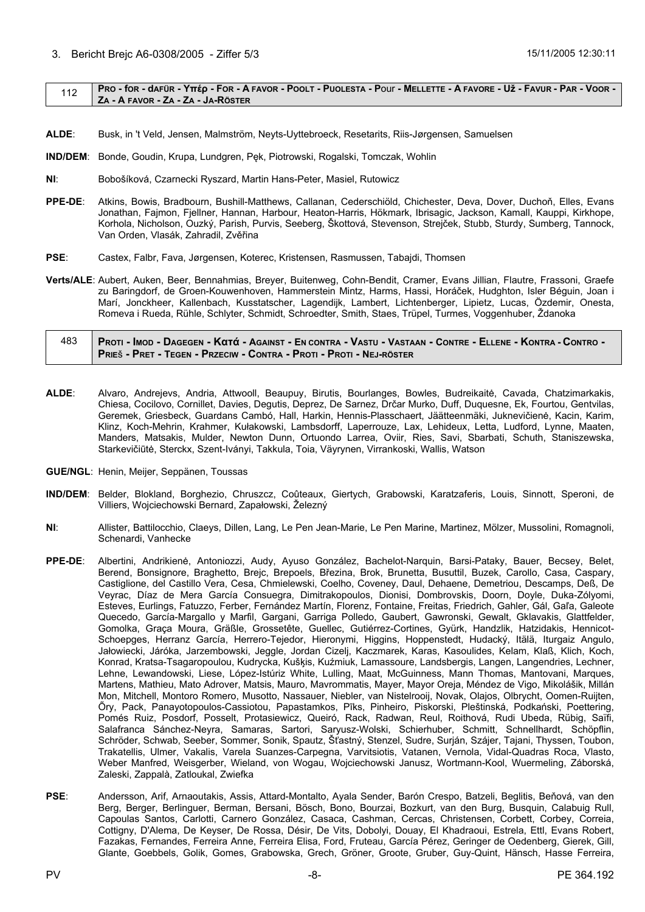3. Bericht Brejc A6-0308/2005 - Ziffer 5/3

15/11/2005 12:30:11

| 112 | **Pro - for - dafür - Υπέρ - For - A favor - Poolt - Puolesta - Pour - Mellette - A favore - Už - Favur - Par - Voor - Za - A favor - Za - Za - Ja-Röster** |
|---|---|

**ALDE**: Busk, in 't Veld, Jensen, Malmström, Neyts-Uyttebroeck, Resetarits, Riis-Jørgensen, Samuelsen

**IND/DEM**: Bonde, Goudin, Krupa, Lundgren, Pęk, Piotrowski, Rogalski, Tomczak, Wohlin

**NI**: Bobošíková, Czarnecki Ryszard, Martin Hans-Peter, Masiel, Rutowicz

**PPE-DE**: Atkins, Bowis, Bradbourn, Bushill-Matthews, Callanan, Cederschiöld, Chichester, Deva, Dover, Duchoň, Elles, Evans Jonathan, Fajmon, Fjellner, Hannan, Harbour, Heaton-Harris, Hökmark, Ibrisagic, Jackson, Kamall, Kauppi, Kirkhope, Korhola, Nicholson, Ouzký, Parish, Purvis, Seeberg, Škottová, Stevenson, Strejček, Stubb, Sturdy, Sumberg, Tannock, Van Orden, Vlasák, Zahradil, Zvěřina

**PSE**: Castex, Falbr, Fava, Jørgensen, Koterec, Kristensen, Rasmussen, Tabajdi, Thomsen

**Verts/ALE**: Aubert, Auken, Beer, Bennahmias, Breyer, Buitenweg, Cohn-Bendit, Cramer, Evans Jillian, Flautre, Frassoni, Graefe zu Baringdorf, de Groen-Kouwenhoven, Hammerstein Mintz, Harms, Hassi, Horáček, Hudghton, Isler Béguin, Joan i Marí, Jonckheer, Kallenbach, Kusstatscher, Lagendijk, Lambert, Lichtenberger, Lipietz, Lucas, Özdemir, Onesta, Romeva i Rueda, Rühle, Schlyter, Schmidt, Schroedter, Smith, Staes, Trüpel, Turmes, Voggenhuber, Ždanoka

| 483 | **Proti - Imod - Dagegen - Κατά - Against - En contra - Vastu - Vastaan - Contre - Ellene - Kontra - Contro - Prieš - Pret - Tegen - Przeciw - Contra - Proti - Proti - Nej-röster** |
|---|---|

**ALDE**: Alvaro, Andrejevs, Andria, Attwooll, Beaupuy, Birutis, Bourlanges, Bowles, Budreikaitė, Cavada, Chatzimarkakis, Chiesa, Cocilovo, Cornillet, Davies, Degutis, Deprez, De Sarnez, Drčar Murko, Duff, Duquesne, Ek, Fourtou, Gentvilas, Geremek, Griesbeck, Guardans Cambó, Hall, Harkin, Hennis-Plasschaert, Jäätteenmäki, Juknevičienė, Kacin, Karim, Klinz, Koch-Mehrin, Krahmer, Kułakowski, Lambsdorff, Laperrouze, Lax, Lehideux, Letta, Ludford, Lynne, Maaten, Manders, Matsakis, Mulder, Newton Dunn, Ortuondo Larrea, Oviir, Ries, Savi, Sbarbati, Schuth, Staniszewska, Starkevičiūtė, Sterckx, Szent-Iványi, Takkula, Toia, Väyrynen, Virrankoski, Wallis, Watson

**GUE/NGL**: Henin, Meijer, Seppänen, Toussas

**IND/DEM**: Belder, Blokland, Borghezio, Chruszcz, Coûteaux, Giertych, Grabowski, Karatzaferis, Louis, Sinnott, Speroni, de Villiers, Wojciechowski Bernard, Zapałowski, Železný

**NI**: Allister, Battilocchio, Claeys, Dillen, Lang, Le Pen Jean-Marie, Le Pen Marine, Martinez, Mölzer, Mussolini, Romagnoli, Schenardi, Vanhecke

**PPE-DE**: Albertini, Andrikienė, Antoniozzi, Audy, Ayuso González, Bachelot-Narquin, Barsi-Pataky, Bauer, Becsey, Belet, Berend, Bonsignore, Braghetto, Brejc, Brepoels, Březina, Brok, Brunetta, Busuttil, Buzek, Carollo, Casa, Caspary, Castiglione, del Castillo Vera, Cesa, Chmielewski, Coelho, Coveney, Daul, Dehaene, Demetriou, Descamps, Deß, De Veyrac, Díaz de Mera García Consuegra, Dimitrakopoulos, Dionisi, Dombrovskis, Doorn, Doyle, Duka-Zólyomi, Esteves, Eurlings, Fatuzzo, Ferber, Fernández Martín, Florenz, Fontaine, Freitas, Friedrich, Gahler, Gál, Gaľa, Galeote Quecedo, García-Margallo y Marfil, Gargani, Garriga Polledo, Gaubert, Gawronski, Gewalt, Gklavakis, Glattfelder, Gomolka, Graça Moura, Gräßle, Grossetête, Guellec, Gutiérrez-Cortines, Gyürk, Handzlik, Hatzidakis, Hennicot-Schoepges, Herranz García, Herrero-Tejedor, Hieronymi, Higgins, Hoppenstedt, Hudacký, Itälä, Iturgaiz Angulo, Jałowiecki, Járóka, Jarzembowski, Jeggle, Jordan Cizelj, Kaczmarek, Karas, Kasoulides, Kelam, Klaß, Klich, Koch, Konrad, Kratsa-Tsagaropoulou, Kudrycka, Kušķis, Kuźmiuk, Lamassoure, Landsbergis, Langen, Langendries, Lechner, Lehne, Lewandowski, Liese, López-Istúriz White, Lulling, Maat, McGuinness, Mann Thomas, Mantovani, Marques, Martens, Mathieu, Mato Adrover, Matsis, Mauro, Mavrommatis, Mayer, Mayor Oreja, Méndez de Vigo, Mikolášik, Millán Mon, Mitchell, Montoro Romero, Musotto, Nassauer, Niebler, van Nistelrooij, Novak, Olajos, Olbrycht, Oomen-Ruijten, Őry, Pack, Panayotopoulos-Cassiotou, Papastamkos, Pīks, Pinheiro, Piskorski, Pleštinská, Podkański, Poettering, Pomés Ruiz, Posdorf, Posselt, Protasiewicz, Queiró, Rack, Radwan, Reul, Roithová, Rudi Ubeda, Rübig, Saïfi, Salafranca Sánchez-Neyra, Samaras, Sartori, Saryusz-Wolski, Schierhuber, Schmitt, Schnellhardt, Schöpflin, Schröder, Schwab, Seeber, Sommer, Sonik, Spautz, Šťastný, Stenzel, Sudre, Surján, Szájer, Tajani, Thyssen, Toubon, Trakatellis, Ulmer, Vakalis, Varela Suanzes-Carpegna, Varvitsiotis, Vatanen, Vernola, Vidal-Quadras Roca, Vlasto, Weber Manfred, Weisgerber, Wieland, von Wogau, Wojciechowski Janusz, Wortmann-Kool, Wuermeling, Záborská, Zaleski, Zappalà, Zatloukal, Zwiefka

**PSE**: Andersson, Arif, Arnaoutakis, Assis, Attard-Montalto, Ayala Sender, Barón Crespo, Batzeli, Beglitis, Beňová, van den Berg, Berger, Berlinguer, Berman, Bersani, Bösch, Bono, Bourzai, Bozkurt, van den Burg, Busquin, Calabuig Rull, Capoulas Santos, Carlotti, Carnero González, Casaca, Cashman, Cercas, Christensen, Corbett, Corbey, Correia, Cottigny, D'Alema, De Keyser, De Rossa, Désir, De Vits, Dobolyi, Douay, El Khadraoui, Estrela, Ettl, Evans Robert, Fazakas, Fernandes, Ferreira Anne, Ferreira Elisa, Ford, Fruteau, García Pérez, Geringer de Oedenberg, Gierek, Gill, Glante, Goebbels, Golik, Gomes, Grabowska, Grech, Gröner, Groote, Gruber, Guy-Quint, Hänsch, Hasse Ferreira,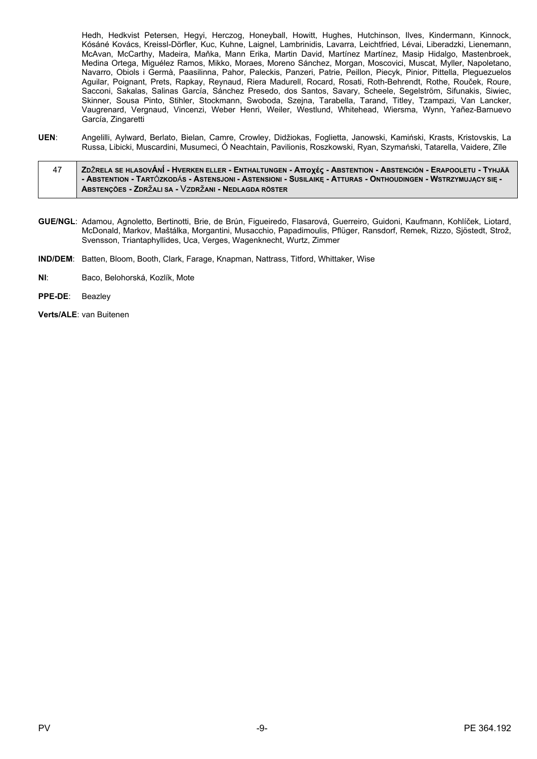Hedh, Hedkvist Petersen, Hegyi, Herczog, Honeyball, Howitt, Hughes, Hutchinson, Ilves, Kindermann, Kinnock, Kósáné Kovács, Kreissl-Dörfler, Kuc, Kuhne, Laignel, Lambrinidis, Lavarra, Leichtfried, Lévai, Liberadzki, Lienemann, McAvan, McCarthy, Madeira, Maňka, Mann Erika, Martin David, Martínez Martínez, Masip Hidalgo, Mastenbroek, Medina Ortega, Miguélez Ramos, Mikko, Moraes, Moreno Sánchez, Morgan, Moscovici, Muscat, Myller, Napoletano, Navarro, Obiols i Germà, Paasilinna, Pahor, Paleckis, Panzeri, Patrie, Peillon, Piecyk, Pinior, Pittella, Pleguezuelos Aguilar, Poignant, Prets, Rapkay, Reynaud, Riera Madurell, Rocard, Rosati, Roth-Behrendt, Rothe, Rouček, Roure, Sacconi, Sakalas, Salinas García, Sánchez Presedo, dos Santos, Savary, Scheele, Segelström, Sifunakis, Siwiec, Skinner, Sousa Pinto, Stihler, Stockmann, Swoboda, Szejna, Tarabella, Tarand, Titley, Tzampazi, Van Lancker, Vaugrenard, Vergnaud, Vincenzi, Weber Henri, Weiler, Westlund, Whitehead, Wiersma, Wynn, Yañez-Barnuevo García, Zingaretti

**UEN**: Angelilli, Aylward, Berlato, Bielan, Camre, Crowley, Didžiokas, Foglietta, Janowski, Kamiński, Krasts, Kristovskis, La Russa, Libicki, Muscardini, Musumeci, Ó Neachtain, Pavilionis, Roszkowski, Ryan, Szymański, Tatarella, Vaidere, Zīle

| 47 | **ZDŽRELA SE HLASOVÁNÍ - HVERKEN ELLER - ENTHALTUNGEN - Αποχές - ABSTENTION - ABSTENCIÓN - ERAPOOLETU - TYHJÄÄ - ABSTENTION - TARTÓZKODÁS - ASTENSJONI - ASTENSIONI - SUSILAIKĘ - ATTURAS - ONTHOUDINGEN - WSTRZYMUJĄCY SIĘ - ABSTENÇÕES - ZDRŽALI SA - VZDRŽANI - NEDLAGDA RÖSTER** |
|---|---|

**GUE/NGL**: Adamou, Agnoletto, Bertinotti, Brie, de Brún, Figueiredo, Flasarová, Guerreiro, Guidoni, Kaufmann, Kohlíček, Liotard, McDonald, Markov, Maštálka, Morgantini, Musacchio, Papadimoulis, Pflüger, Ransdorf, Remek, Rizzo, Sjöstedt, Strož, Svensson, Triantaphyllides, Uca, Verges, Wagenknecht, Wurtz, Zimmer

**IND/DEM**: Batten, Bloom, Booth, Clark, Farage, Knapman, Nattrass, Titford, Whittaker, Wise

**NI**: Baco, Belohorská, Kozlík, Mote

**PPE-DE**: Beazley

**Verts/ALE**: van Buitenen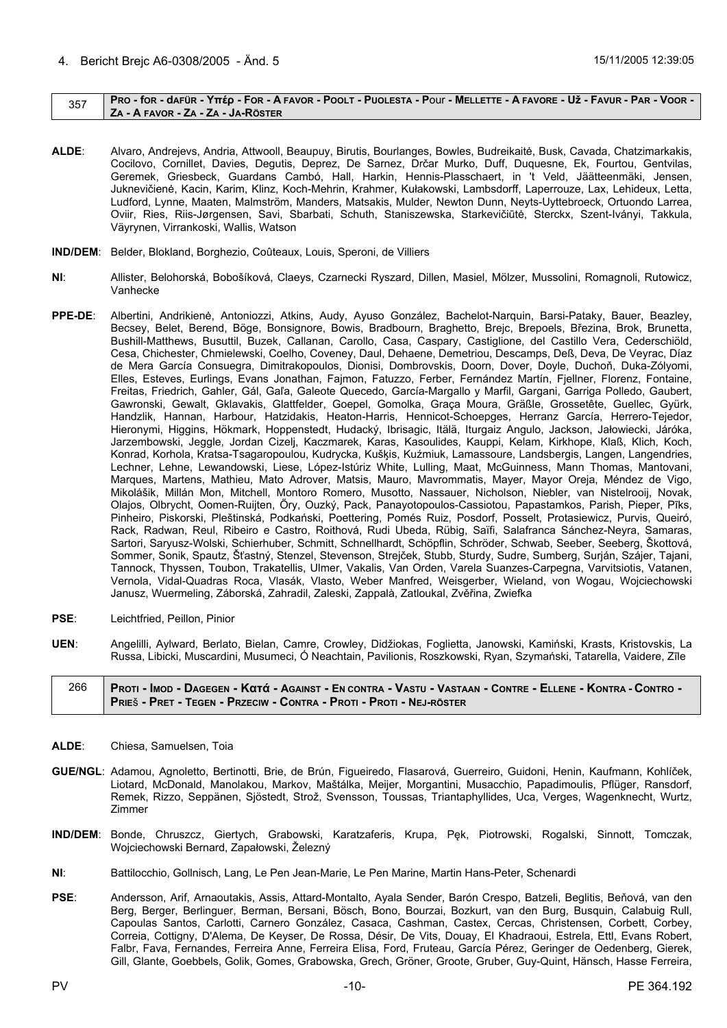## 4. Bericht Brejc A6-0308/2005 - Änd. 5

15/11/2005 12:39:05

| 357 | **Pro - for - dafür - Υπέρ - For - A favor - Poolt - Puolesta - Pour - Mellette - A favore - Už - Favur - Par - Voor - Za - A favor - Za - Za - Ja-Röster** |
|---|---|

**ALDE**: Alvaro, Andrejevs, Andria, Attwooll, Beaupuy, Birutis, Bourlanges, Bowles, Budreikaitė, Busk, Cavada, Chatzimarkakis, Cocilovo, Cornillet, Davies, Degutis, Deprez, De Sarnez, Drčar Murko, Duff, Duquesne, Ek, Fourtou, Gentvilas, Geremek, Griesbeck, Guardans Cambó, Hall, Harkin, Hennis-Plasschaert, in 't Veld, Jäätteenmäki, Jensen, Juknevičienė, Kacin, Karim, Klinz, Koch-Mehrin, Krahmer, Kułakowski, Lambsdorff, Laperrouze, Lax, Lehideux, Letta, Ludford, Lynne, Maaten, Malmström, Manders, Matsakis, Mulder, Newton Dunn, Neyts-Uyttebroeck, Ortuondo Larrea, Oviir, Ries, Riis-Jørgensen, Savi, Sbarbati, Schuth, Staniszewska, Starkevičiūtė, Sterckx, Szent-Iványi, Takkula, Väyrynen, Virrankoski, Wallis, Watson

**IND/DEM**: Belder, Blokland, Borghezio, Coûteaux, Louis, Speroni, de Villiers

**NI**: Allister, Belohorská, Bobošíková, Claeys, Czarnecki Ryszard, Dillen, Masiel, Mölzer, Mussolini, Romagnoli, Rutowicz, Vanhecke

**PPE-DE**: Albertini, Andrikienė, Antoniozzi, Atkins, Audy, Ayuso González, Bachelot-Narquin, Barsi-Pataky, Bauer, Beazley, Becsey, Belet, Berend, Böge, Bonsignore, Bowis, Bradbourn, Braghetto, Brejc, Brepoels, Březina, Brok, Brunetta, Bushill-Matthews, Busuttil, Buzek, Callanan, Carollo, Casa, Caspary, Castiglione, del Castillo Vera, Cederschiöld, Cesa, Chichester, Chmielewski, Coelho, Coveney, Daul, Dehaene, Demetriou, Descamps, Deß, Deva, De Veyrac, Díaz de Mera García Consuegra, Dimitrakopoulos, Dionisi, Dombrovskis, Doorn, Dover, Doyle, Duchoň, Duka-Zólyomi, Elles, Esteves, Eurlings, Evans Jonathan, Fajmon, Fatuzzo, Ferber, Fernández Martín, Fjellner, Florenz, Fontaine, Freitas, Friedrich, Gahler, Gál, Gaľa, Galeote Quecedo, García-Margallo y Marfil, Gargani, Garriga Polledo, Gaubert, Gawronski, Gewalt, Gklavakis, Glattfelder, Goepel, Gomolka, Graça Moura, Gräßle, Grossetête, Guellec, Gyürk, Handzlik, Hannan, Harbour, Hatzidakis, Heaton-Harris, Hennicot-Schoepges, Herranz García, Herrero-Tejedor, Hieronymi, Higgins, Hökmark, Hoppenstedt, Hudacký, Ibrisagic, Itälä, Iturgaiz Angulo, Jackson, Jałowiecki, Járóka, Jarzembowski, Jeggle, Jordan Cizelj, Kaczmarek, Karas, Kasoulides, Kauppi, Kelam, Kirkhope, Klaß, Klich, Koch, Konrad, Korhola, Kratsa-Tsagaropoulou, Kudrycka, Kušķis, Kuźmiuk, Lamassoure, Landsbergis, Langen, Langendries, Lechner, Lehne, Lewandowski, Liese, López-Istúriz White, Lulling, Maat, McGuinness, Mann Thomas, Mantovani, Marques, Martens, Mathieu, Mato Adrover, Matsis, Mauro, Mavrommatis, Mayer, Mayor Oreja, Méndez de Vigo, Mikolášik, Millán Mon, Mitchell, Montoro Romero, Musotto, Nassauer, Nicholson, Niebler, van Nistelrooij, Novak, Olajos, Olbrycht, Oomen-Ruijten, Őry, Ouzký, Pack, Panayotopoulos-Cassiotou, Papastamkos, Parish, Pieper, Pīks, Pinheiro, Piskorski, Pleštinská, Podkański, Poettering, Pomés Ruiz, Posdorf, Posselt, Protasiewicz, Purvis, Queiró, Rack, Radwan, Reul, Ribeiro e Castro, Roithová, Rudi Ubeda, Rübig, Saïfi, Salafranca Sánchez-Neyra, Samaras, Sartori, Saryusz-Wolski, Schierhuber, Schmitt, Schnellhardt, Schöpflin, Schröder, Schwab, Seeber, Seeberg, Škottová, Sommer, Sonik, Spautz, Šťastný, Stenzel, Stevenson, Strejček, Stubb, Sturdy, Sudre, Sumberg, Surján, Szájer, Tajani, Tannock, Thyssen, Toubon, Trakatellis, Ulmer, Vakalis, Van Orden, Varela Suanzes-Carpegna, Varvitsiotis, Vatanen, Vernola, Vidal-Quadras Roca, Vlasák, Vlasto, Weber Manfred, Weisgerber, Wieland, von Wogau, Wojciechowski Janusz, Wuermeling, Záborská, Zahradil, Zaleski, Zappalà, Zatloukal, Zvěřina, Zwiefka

**PSE**: Leichtfried, Peillon, Pinior

**UEN**: Angelilli, Aylward, Berlato, Bielan, Camre, Crowley, Didžiokas, Foglietta, Janowski, Kamiński, Krasts, Kristovskis, La Russa, Libicki, Muscardini, Musumeci, Ó Neachtain, Pavilionis, Roszkowski, Ryan, Szymański, Tatarella, Vaidere, Zīle

| 266 | **Proti - Imod - Dagegen - Κατά - Against - En contra - Vastu - Vastaan - Contre - Ellene - Kontra - Contro - Prieš - Pret - Tegen - Przeciw - Contra - Proti - Proti - Nej-röster** |
|---|---|

**ALDE**: Chiesa, Samuelsen, Toia

**GUE/NGL**: Adamou, Agnoletto, Bertinotti, Brie, de Brún, Figueiredo, Flasarová, Guerreiro, Guidoni, Henin, Kaufmann, Kohlíček, Liotard, McDonald, Manolakou, Markov, Maštálka, Meijer, Morgantini, Musacchio, Papadimoulis, Pflüger, Ransdorf, Remek, Rizzo, Seppänen, Sjöstedt, Strož, Svensson, Toussas, Triantaphyllides, Uca, Verges, Wagenknecht, Wurtz, Zimmer

**IND/DEM**: Bonde, Chruszcz, Giertych, Grabowski, Karatzaferis, Krupa, Pęk, Piotrowski, Rogalski, Sinnott, Tomczak, Wojciechowski Bernard, Zapałowski, Železný

**NI**: Battilocchio, Gollnisch, Lang, Le Pen Jean-Marie, Le Pen Marine, Martin Hans-Peter, Schenardi

**PSE**: Andersson, Arif, Arnaoutakis, Assis, Attard-Montalto, Ayala Sender, Barón Crespo, Batzeli, Beglitis, Beňová, van den Berg, Berger, Berlinguer, Berman, Bersani, Bösch, Bono, Bourzai, Bozkurt, van den Burg, Busquin, Calabuig Rull, Capoulas Santos, Carlotti, Carnero González, Casaca, Cashman, Castex, Cercas, Christensen, Corbett, Corbey, Correia, Cottigny, D'Alema, De Keyser, De Rossa, Désir, De Vits, Douay, El Khadraoui, Estrela, Ettl, Evans Robert, Falbr, Fava, Fernandes, Ferreira Anne, Ferreira Elisa, Ford, Fruteau, García Pérez, Geringer de Oedenberg, Gierek, Gill, Glante, Goebbels, Golik, Gomes, Grabowska, Grech, Gröner, Groote, Gruber, Guy-Quint, Hänsch, Hasse Ferreira,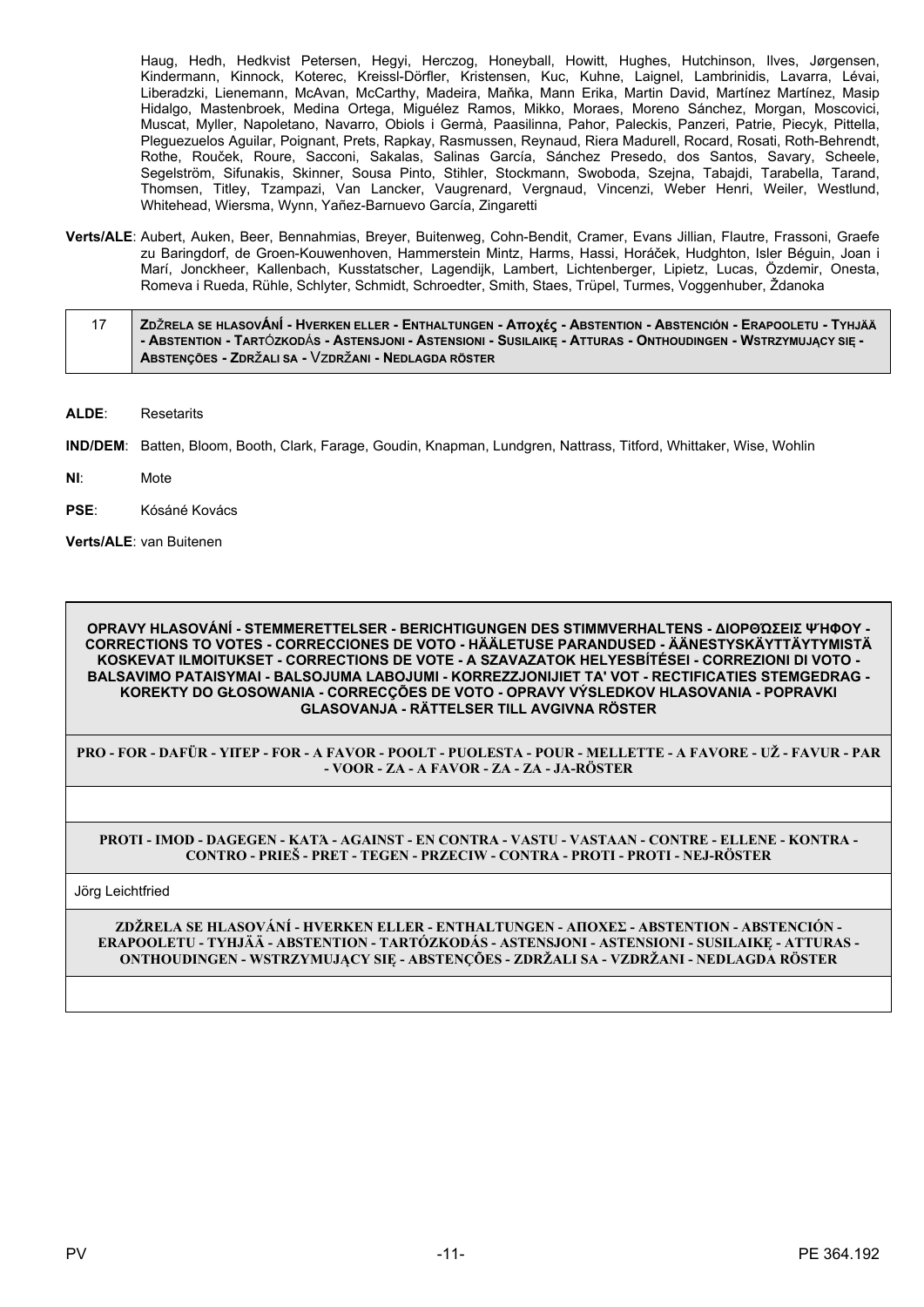Haug, Hedh, Hedkvist Petersen, Hegyi, Herczog, Honeyball, Howitt, Hughes, Hutchinson, Ilves, Jørgensen, Kindermann, Kinnock, Koterec, Kreissl-Dörfler, Kristensen, Kuc, Kuhne, Laignel, Lambrinidis, Lavarra, Lévai, Liberadzki, Lienemann, McAvan, McCarthy, Madeira, Maňka, Mann Erika, Martin David, Martínez Martínez, Masip Hidalgo, Mastenbroek, Medina Ortega, Miguélez Ramos, Mikko, Moraes, Moreno Sánchez, Morgan, Moscovici, Muscat, Myller, Napoletano, Navarro, Obiols i Germà, Paasilinna, Pahor, Paleckis, Panzeri, Patrie, Piecyk, Pittella, Pleguezuelos Aguilar, Poignant, Prets, Rapkay, Rasmussen, Reynaud, Riera Madurell, Rocard, Rosati, Roth-Behrendt, Rothe, Rouček, Roure, Sacconi, Sakalas, Salinas García, Sánchez Presedo, dos Santos, Savary, Scheele, Segelström, Sifunakis, Skinner, Sousa Pinto, Stihler, Stockmann, Swoboda, Szejna, Tabajdi, Tarabella, Tarand, Thomsen, Titley, Tzampazi, Van Lancker, Vaugrenard, Vergnaud, Vincenzi, Weber Henri, Weiler, Westlund, Whitehead, Wiersma, Wynn, Yañez-Barnuevo García, Zingaretti

**Verts/ALE**: Aubert, Auken, Beer, Bennahmias, Breyer, Buitenweg, Cohn-Bendit, Cramer, Evans Jillian, Flautre, Frassoni, Graefe zu Baringdorf, de Groen-Kouwenhoven, Hammerstein Mintz, Harms, Hassi, Horáček, Hudghton, Isler Béguin, Joan i Marí, Jonckheer, Kallenbach, Kusstatscher, Lagendijk, Lambert, Lichtenberger, Lipietz, Lucas, Özdemir, Onesta, Romeva i Rueda, Rühle, Schlyter, Schmidt, Schroedter, Smith, Staes, Trüpel, Turmes, Voggenhuber, Ždanoka

| 17 | **Zdržela se hlasování - Hverken eller - Enthaltungen - Αποχές - Abstention - Abstención - Erapooletu - Tyhjää - Abstention - Tartózkodás - Astensjoni - Astensioni - Susilaikę - Atturas - Onthoudingen - Wstrzymujący się - Abstenções - Zdržali sa - Vzdržani - Nedlagda röster** |
|---|---|

**ALDE**: Resetarits

**IND/DEM**: Batten, Bloom, Booth, Clark, Farage, Goudin, Knapman, Lundgren, Nattrass, Titford, Whittaker, Wise, Wohlin

**NI**: Mote

**PSE**: Kósáné Kovács

**Verts/ALE**: van Buitenen

| **OPRAVY HLASOVÁNÍ - STEMMERETTELSER - BERICHTIGUNGEN DES STIMMVERHALTENS - ΔΙΟΡΘΏΣΕΙΣ ΨΉΦΟΥ - CORRECTIONS TO VOTES - CORRECCIONES DE VOTO - HÄÄLETUSE PARANDUSED - ÄÄNESTYSKÄYTTÄYTYMISTÄ KOSKEVAT ILMOITUKSET - CORRECTIONS DE VOTE - A SZAVAZATOK HELYESBÍTÉSEI - CORREZIONI DI VOTO - BALSAVIMO PATAISYMAI - BALSOJUMA LABOJUMI - KORREZZJONIJIET TA' VOT - RECTIFICATIES STEMGEDRAG - KOREKTY DO GŁOSOWANIA - CORRECÇÕES DE VOTO - OPRAVY VÝSLEDKOV HLASOVANIA - POPRAVKI GLASOVANJA - RÄTTELSER TILL AVGIVNA RÖSTER** |
|---|
| **PRO - FOR - DAFÜR - ΥΠΕΡ - FOR - A FAVOR - POOLT - PUOLESTA - POUR - MELLETTE - A FAVORE - UŽ - FAVUR - PAR - VOOR - ZA - A FAVOR - ZA - ZA - JA-RÖSTER** |
| |
| **PROTI - IMOD - DAGEGEN - ΚΑΤΑ - AGAINST - EN CONTRA - VASTU - VASTAAN - CONTRE - ELLENE - KONTRA - CONTRO - PRIEŠ - PRET - TEGEN - PRZECIW - CONTRA - PROTI - PROTI - NEJ-RÖSTER** |
| Jörg Leichtfried |
| **ZDŽRELA SE HLASOVÁNÍ - HVERKEN ELLER - ENTHALTUNGEN - ΑΠΟΧΕΣ - ABSTENTION - ABSTENCIÓN - ERAPOOLETU - TYHJÄÄ - ABSTENTION - TARTÓZKODÁS - ASTENSJONI - ASTENSIONI - SUSILAIKĘ - ATTURAS - ONTHOUDINGEN - WSTRZYMUJĄCY SIĘ - ABSTENÇÕES - ZDRŽALI SA - VZDRŽANI - NEDLAGDA RÖSTER** |
| |